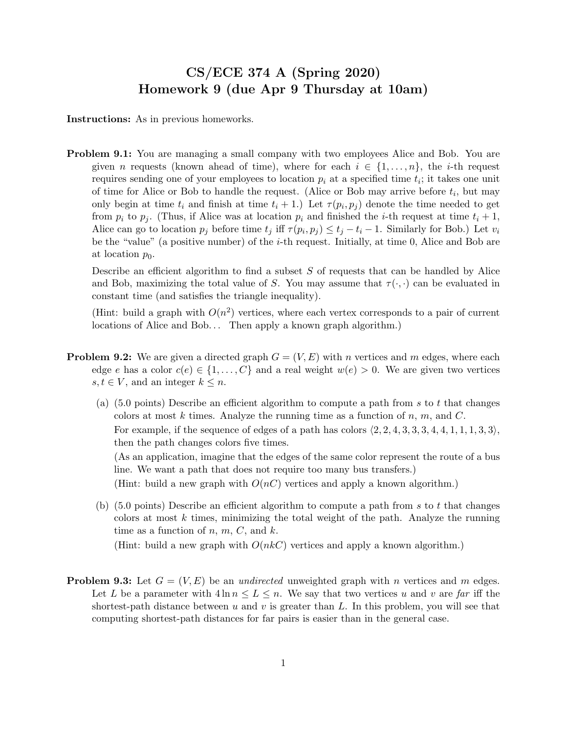# CS/ECE 374 A (Spring 2020)
# Homework 9 (due Apr 9 Thursday at 10am)

**Instructions:** As in previous homeworks.

**Problem 9.1:** You are managing a small company with two employees Alice and Bob. You are given $n$ requests (known ahead of time), where for each $i \in \{1, \ldots, n\}$, the $i$-th request requires sending one of your employees to location $p_i$ at a specified time $t_i$; it takes one unit of time for Alice or Bob to handle the request. (Alice or Bob may arrive before $t_i$, but may only begin at time $t_i$ and finish at time $t_i + 1$.) Let $\tau(p_i, p_j)$ denote the time needed to get from $p_i$ to $p_j$. (Thus, if Alice was at location $p_i$ and finished the $i$-th request at time $t_i + 1$, Alice can go to location $p_j$ before time $t_j$ iff $\tau(p_i, p_j) \leq t_j - t_i - 1$. Similarly for Bob.) Let $v_i$ be the "value" (a positive number) of the $i$-th request. Initially, at time 0, Alice and Bob are at location $p_0$.

Describe an efficient algorithm to find a subset $S$ of requests that can be handled by Alice and Bob, maximizing the total value of $S$. You may assume that $\tau(\cdot, \cdot)$ can be evaluated in constant time (and satisfies the triangle inequality).

(Hint: build a graph with $O(n^2)$ vertices, where each vertex corresponds to a pair of current locations of Alice and Bob... Then apply a known graph algorithm.)

**Problem 9.2:** We are given a directed graph $G = (V, E)$ with $n$ vertices and $m$ edges, where each edge $e$ has a color $c(e) \in \{1, \ldots, C\}$ and a real weight $w(e) > 0$. We are given two vertices $s, t \in V$, and an integer $k \leq n$.

(a) (5.0 points) Describe an efficient algorithm to compute a path from $s$ to $t$ that changes colors at most $k$ times. Analyze the running time as a function of $n$, $m$, and $C$.

For example, if the sequence of edges of a path has colors $\langle 2, 2, 4, 3, 3, 3, 4, 4, 1, 1, 1, 3, 3 \rangle$, then the path changes colors five times.

(As an application, imagine that the edges of the same color represent the route of a bus line. We want a path that does not require too many bus transfers.)

(Hint: build a new graph with $O(nC)$ vertices and apply a known algorithm.)

(b) (5.0 points) Describe an efficient algorithm to compute a path from $s$ to $t$ that changes colors at most $k$ times, minimizing the total weight of the path. Analyze the running time as a function of $n$, $m$, $C$, and $k$.

(Hint: build a new graph with $O(nkC)$ vertices and apply a known algorithm.)

**Problem 9.3:** Let $G = (V, E)$ be an *undirected* unweighted graph with $n$ vertices and $m$ edges. Let $L$ be a parameter with $4 \ln n \leq L \leq n$. We say that two vertices $u$ and $v$ are *far* iff the shortest-path distance between $u$ and $v$ is greater than $L$. In this problem, you will see that computing shortest-path distances for far pairs is easier than in the general case.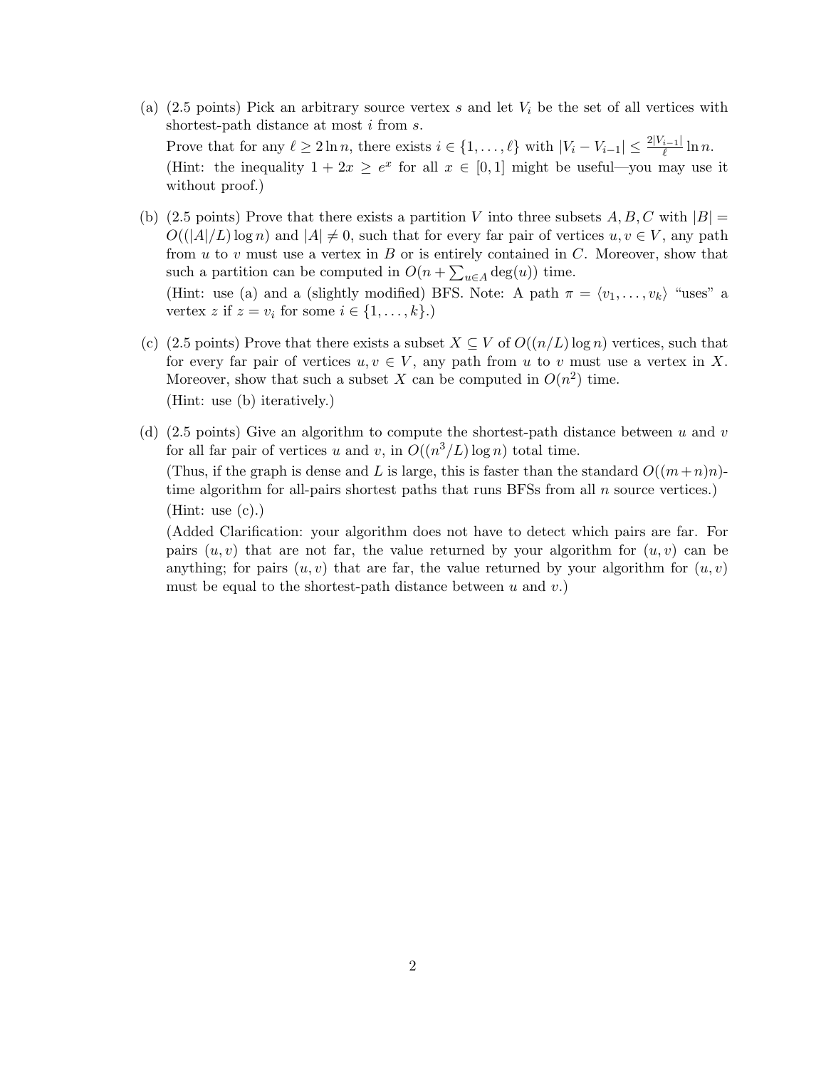(a) (2.5 points) Pick an arbitrary source vertex $s$ and let $V_i$ be the set of all vertices with shortest-path distance at most $i$ from $s$.

Prove that for any $\ell \geq 2 \ln n$, there exists $i \in \{1, \ldots, \ell\}$ with $|V_i - V_{i-1}| \leq \frac{2|V_{i-1}|}{\ell} \ln n$.

(Hint: the inequality $1 + 2x \geq e^x$ for all $x \in [0, 1]$ might be useful—you may use it without proof.)

(b) (2.5 points) Prove that there exists a partition $V$ into three subsets $A, B, C$ with $|B| = O((|A|/L) \log n)$ and $|A| \neq 0$, such that for every far pair of vertices $u, v \in V$, any path from $u$ to $v$ must use a vertex in $B$ or is entirely contained in $C$. Moreover, show that such a partition can be computed in $O(n + \sum_{u \in A} \deg(u))$ time.

(Hint: use (a) and a (slightly modified) BFS. Note: A path $\pi = \langle v_1, \ldots, v_k \rangle$ "uses" a vertex $z$ if $z = v_i$ for some $i \in \{1, \ldots, k\}$.)

(c) (2.5 points) Prove that there exists a subset $X \subseteq V$ of $O((n/L) \log n)$ vertices, such that for every far pair of vertices $u, v \in V$, any path from $u$ to $v$ must use a vertex in $X$. Moreover, show that such a subset $X$ can be computed in $O(n^2)$ time.

(Hint: use (b) iteratively.)

(d) (2.5 points) Give an algorithm to compute the shortest-path distance between $u$ and $v$ for all far pair of vertices $u$ and $v$, in $O((n^3/L) \log n)$ total time.

(Thus, if the graph is dense and $L$ is large, this is faster than the standard $O((m+n)n)$-time algorithm for all-pairs shortest paths that runs BFSs from all $n$ source vertices.)

(Hint: use (c).)

(Added Clarification: your algorithm does not have to detect which pairs are far. For pairs $(u, v)$ that are not far, the value returned by your algorithm for $(u, v)$ can be anything; for pairs $(u, v)$ that are far, the value returned by your algorithm for $(u, v)$ must be equal to the shortest-path distance between $u$ and $v$.)